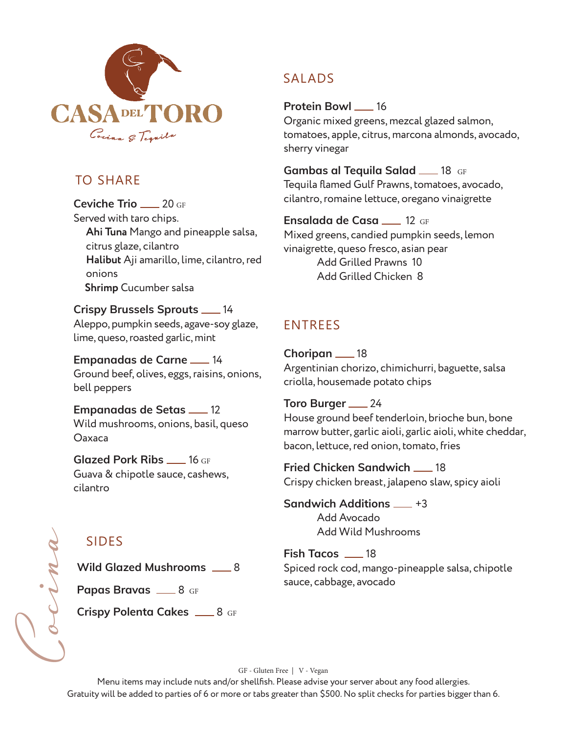# CASA DEL TORO

*Cocina & Tequila*

## TO SHARE

**Ceviche Trio** ___ 20 GF
Served with taro chips.
- **Ahi Tuna** Mango and pineapple salsa, citrus glaze, cilantro
- **Halibut** Aji amarillo, lime, cilantro, red onions
- **Shrimp** Cucumber salsa

**Crispy Brussels Sprouts** ___ 14
Aleppo, pumpkin seeds, agave-soy glaze, lime, queso, roasted garlic, mint

**Empanadas de Carne** ___ 14
Ground beef, olives, eggs, raisins, onions, bell peppers

**Empanadas de Setas** ___ 12
Wild mushrooms, onions, basil, queso Oaxaca

**Glazed Pork Ribs** ___ 16 GF
Guava & chipotle sauce, cashews, cilantro

## SIDES

**Wild Glazed Mushrooms** ___ 8

**Papas Bravas** ___ 8 GF

**Crispy Polenta Cakes** ___ 8 GF

## SALADS

**Protein Bowl** ___ 16
Organic mixed greens, mezcal glazed salmon, tomatoes, apple, citrus, marcona almonds, avocado, sherry vinegar

**Gambas al Tequila Salad** ___ 18 GF
Tequila flamed Gulf Prawns, tomatoes, avocado, cilantro, romaine lettuce, oregano vinaigrette

**Ensalada de Casa** ___ 12 GF
Mixed greens, candied pumpkin seeds, lemon vinaigrette, queso fresco, asian pear
- Add Grilled Prawns 10
- Add Grilled Chicken 8

## ENTREES

**Choripan** ___ 18
Argentinian chorizo, chimichurri, baguette, salsa criolla, housemade potato chips

**Toro Burger** ___ 24
House ground beef tenderloin, brioche bun, bone marrow butter, garlic aioli, garlic aioli, white cheddar, bacon, lettuce, red onion, tomato, fries

**Fried Chicken Sandwich** ___ 18
Crispy chicken breast, jalapeno slaw, spicy aioli

**Sandwich Additions** ___ +3
- Add Avocado
- Add Wild Mushrooms

**Fish Tacos** ___ 18
Spiced rock cod, mango-pineapple salsa, chipotle sauce, cabbage, avocado

*Cocina*

GF - Gluten Free | V - Vegan

Menu items may include nuts and/or shellfish. Please advise your server about any food allergies.
Gratuity will be added to parties of 6 or more or tabs greater than $500. No split checks for parties bigger than 6.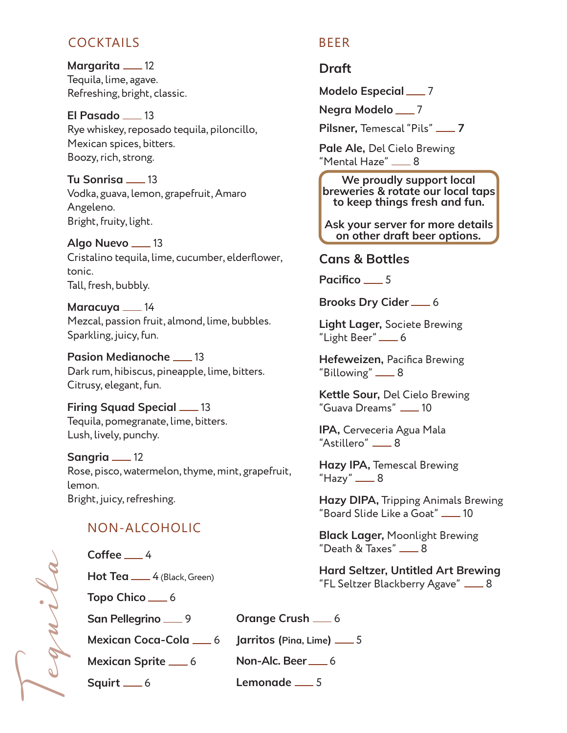## COCKTAILS

**Margarita** ___ 12
Tequila, lime, agave.
Refreshing, bright, classic.

**El Pasado** ___ 13
Rye whiskey, reposado tequila, piloncillo, Mexican spices, bitters.
Boozy, rich, strong.

**Tu Sonrisa** ___ 13
Vodka, guava, lemon, grapefruit, Amaro Angeleno.
Bright, fruity, light.

**Algo Nuevo** ___ 13
Cristalino tequila, lime, cucumber, elderflower, tonic.
Tall, fresh, bubbly.

**Maracuya** ___ 14
Mezcal, passion fruit, almond, lime, bubbles.
Sparkling, juicy, fun.

**Pasion Medianoche** ___ 13
Dark rum, hibiscus, pineapple, lime, bitters.
Citrusy, elegant, fun.

**Firing Squad Special** ___ 13
Tequila, pomegranate, lime, bitters.
Lush, lively, punchy.

**Sangria** ___ 12
Rose, pisco, watermelon, thyme, mint, grapefruit, lemon.
Bright, juicy, refreshing.

## NON-ALCOHOLIC

**Coffee** ___ 4

**Hot Tea** ___ 4 (Black, Green)

**Topo Chico** ___ 6

**San Pellegrino** ___ 9

**Mexican Coca-Cola** ___ 6

**Mexican Sprite** ___ 6

**Squirt** ___ 6

**Orange Crush** ___ 6

**Jarritos (Pina, Lime)** ___ 5

**Non-Alc. Beer** ___ 6

**Lemonade** ___ 5

## BEER

### Draft

**Modelo Especial** ___ 7

**Negra Modelo** ___ 7

**Pilsner,** Temescal "Pils" ___ **7**

**Pale Ale,** Del Cielo Brewing "Mental Haze" ___ 8

**We proudly support local breweries & rotate our local taps to keep things fresh and fun.**

**Ask your server for more details on other draft beer options.**

### Cans & Bottles

**Pacifico** ___ 5

**Brooks Dry Cider** ___ 6

**Light Lager,** Societe Brewing "Light Beer" ___ 6

**Hefeweizen,** Pacifica Brewing "Billowing" ___ 8

**Kettle Sour,** Del Cielo Brewing "Guava Dreams" ___ 10

**IPA,** Cerveceria Agua Mala "Astillero" ___ 8

**Hazy IPA,** Temescal Brewing "Hazy" ___ 8

**Hazy DIPA,** Tripping Animals Brewing "Board Slide Like a Goat" ___ 10

**Black Lager,** Moonlight Brewing "Death & Taxes" ___ 8

**Hard Seltzer, Untitled Art Brewing** "FL Seltzer Blackberry Agave" ___ 8

*Tequila*